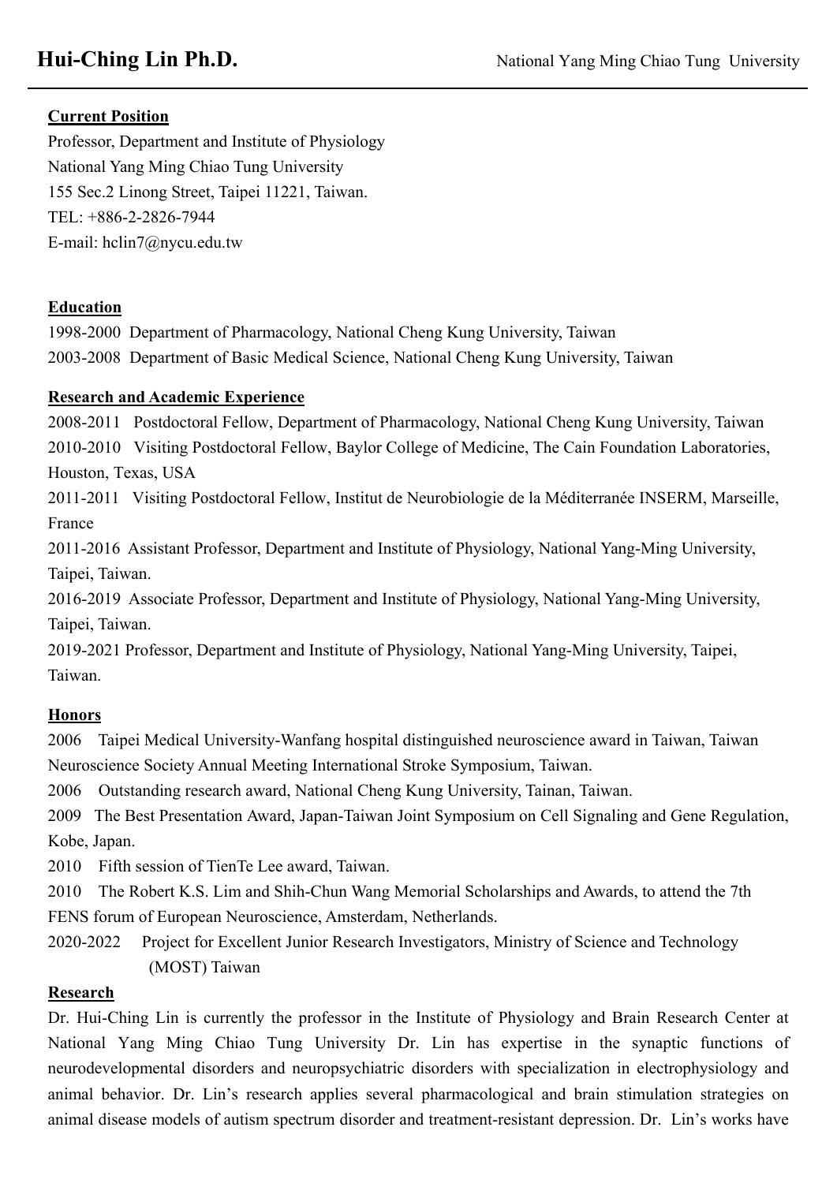# Hui-Ching Lin Ph.D.

National Yang Ming Chiao Tung University

## Current Position

Professor, Department and Institute of Physiology
National Yang Ming Chiao Tung University
155 Sec.2 Linong Street, Taipei 11221, Taiwan.
TEL: +886-2-2826-7944
E-mail: hclin7@nycu.edu.tw

## Education

1998-2000 Department of Pharmacology, National Cheng Kung University, Taiwan
2003-2008 Department of Basic Medical Science, National Cheng Kung University, Taiwan

## Research and Academic Experience

2008-2011 Postdoctoral Fellow, Department of Pharmacology, National Cheng Kung University, Taiwan
2010-2010 Visiting Postdoctoral Fellow, Baylor College of Medicine, The Cain Foundation Laboratories, Houston, Texas, USA
2011-2011 Visiting Postdoctoral Fellow, Institut de Neurobiologie de la Méditerranée INSERM, Marseille, France
2011-2016 Assistant Professor, Department and Institute of Physiology, National Yang-Ming University, Taipei, Taiwan.
2016-2019 Associate Professor, Department and Institute of Physiology, National Yang-Ming University, Taipei, Taiwan.
2019-2021 Professor, Department and Institute of Physiology, National Yang-Ming University, Taipei, Taiwan.

## Honors

2006 Taipei Medical University-Wanfang hospital distinguished neuroscience award in Taiwan, Taiwan Neuroscience Society Annual Meeting International Stroke Symposium, Taiwan.
2006 Outstanding research award, National Cheng Kung University, Tainan, Taiwan.
2009 The Best Presentation Award, Japan-Taiwan Joint Symposium on Cell Signaling and Gene Regulation, Kobe, Japan.
2010 Fifth session of TienTe Lee award, Taiwan.
2010 The Robert K.S. Lim and Shih-Chun Wang Memorial Scholarships and Awards, to attend the 7th FENS forum of European Neuroscience, Amsterdam, Netherlands.
2020-2022 Project for Excellent Junior Research Investigators, Ministry of Science and Technology (MOST) Taiwan

## Research

Dr. Hui-Ching Lin is currently the professor in the Institute of Physiology and Brain Research Center at National Yang Ming Chiao Tung University Dr. Lin has expertise in the synaptic functions of neurodevelopmental disorders and neuropsychiatric disorders with specialization in electrophysiology and animal behavior. Dr. Lin's research applies several pharmacological and brain stimulation strategies on animal disease models of autism spectrum disorder and treatment-resistant depression. Dr. Lin's works have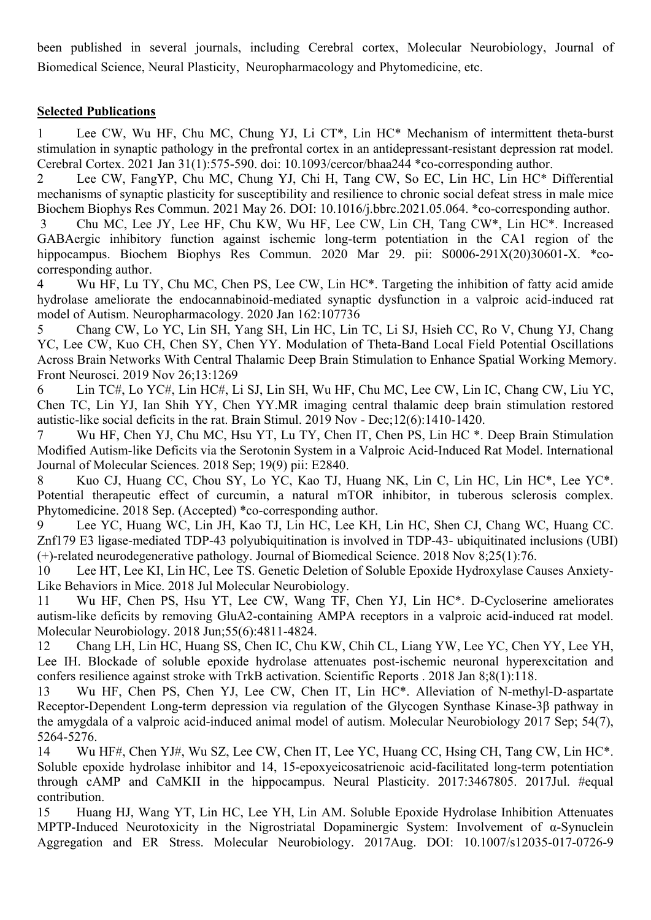been published in several journals, including Cerebral cortex, Molecular Neurobiology, Journal of Biomedical Science, Neural Plasticity, Neuropharmacology and Phytomedicine, etc.

**Selected Publications**

1 Lee CW, Wu HF, Chu MC, Chung YJ, Li CT*, Lin HC* Mechanism of intermittent theta-burst stimulation in synaptic pathology in the prefrontal cortex in an antidepressant-resistant depression rat model. Cerebral Cortex. 2021 Jan 31(1):575-590. doi: 10.1093/cercor/bhaa244 *co-corresponding author.

2 Lee CW, FangYP, Chu MC, Chung YJ, Chi H, Tang CW, So EC, Lin HC, Lin HC* Differential mechanisms of synaptic plasticity for susceptibility and resilience to chronic social defeat stress in male mice Biochem Biophys Res Commun. 2021 May 26. DOI: 10.1016/j.bbrc.2021.05.064. *co-corresponding author.

3 Chu MC, Lee JY, Lee HF, Chu KW, Wu HF, Lee CW, Lin CH, Tang CW*, Lin HC*. Increased GABAergic inhibitory function against ischemic long-term potentiation in the CA1 region of the hippocampus. Biochem Biophys Res Commun. 2020 Mar 29. pii: S0006-291X(20)30601-X. *co-corresponding author.

4 Wu HF, Lu TY, Chu MC, Chen PS, Lee CW, Lin HC*. Targeting the inhibition of fatty acid amide hydrolase ameliorate the endocannabinoid-mediated synaptic dysfunction in a valproic acid-induced rat model of Autism. Neuropharmacology. 2020 Jan 162:107736

5 Chang CW, Lo YC, Lin SH, Yang SH, Lin HC, Lin TC, Li SJ, Hsieh CC, Ro V, Chung YJ, Chang YC, Lee CW, Kuo CH, Chen SY, Chen YY. Modulation of Theta-Band Local Field Potential Oscillations Across Brain Networks With Central Thalamic Deep Brain Stimulation to Enhance Spatial Working Memory. Front Neurosci. 2019 Nov 26;13:1269

6 Lin TC#, Lo YC#, Lin HC#, Li SJ, Lin SH, Wu HF, Chu MC, Lee CW, Lin IC, Chang CW, Liu YC, Chen TC, Lin YJ, Ian Shih YY, Chen YY.MR imaging central thalamic deep brain stimulation restored autistic-like social deficits in the rat. Brain Stimul. 2019 Nov - Dec;12(6):1410-1420.

7 Wu HF, Chen YJ, Chu MC, Hsu YT, Lu TY, Chen IT, Chen PS, Lin HC *. Deep Brain Stimulation Modified Autism-like Deficits via the Serotonin System in a Valproic Acid-Induced Rat Model. International Journal of Molecular Sciences. 2018 Sep; 19(9) pii: E2840.

8 Kuo CJ, Huang CC, Chou SY, Lo YC, Kao TJ, Huang NK, Lin C, Lin HC, Lin HC*, Lee YC*. Potential therapeutic effect of curcumin, a natural mTOR inhibitor, in tuberous sclerosis complex. Phytomedicine. 2018 Sep. (Accepted) *co-corresponding author.

9 Lee YC, Huang WC, Lin JH, Kao TJ, Lin HC, Lee KH, Lin HC, Shen CJ, Chang WC, Huang CC. Znf179 E3 ligase-mediated TDP-43 polyubiquitination is involved in TDP-43- ubiquitinated inclusions (UBI) (+)-related neurodegenerative pathology. Journal of Biomedical Science. 2018 Nov 8;25(1):76.

10 Lee HT, Lee KI, Lin HC, Lee TS. Genetic Deletion of Soluble Epoxide Hydroxylase Causes Anxiety-Like Behaviors in Mice. 2018 Jul Molecular Neurobiology.

11 Wu HF, Chen PS, Hsu YT, Lee CW, Wang TF, Chen YJ, Lin HC*. D-Cycloserine ameliorates autism-like deficits by removing GluA2-containing AMPA receptors in a valproic acid-induced rat model. Molecular Neurobiology. 2018 Jun;55(6):4811-4824.

12 Chang LH, Lin HC, Huang SS, Chen IC, Chu KW, Chih CL, Liang YW, Lee YC, Chen YY, Lee YH, Lee IH. Blockade of soluble epoxide hydrolase attenuates post-ischemic neuronal hyperexcitation and confers resilience against stroke with TrkB activation. Scientific Reports . 2018 Jan 8;8(1):118.

13 Wu HF, Chen PS, Chen YJ, Lee CW, Chen IT, Lin HC*. Alleviation of N-methyl-D-aspartate Receptor-Dependent Long-term depression via regulation of the Glycogen Synthase Kinase-3β pathway in the amygdala of a valproic acid-induced animal model of autism. Molecular Neurobiology 2017 Sep; 54(7), 5264-5276.

14 Wu HF#, Chen YJ#, Wu SZ, Lee CW, Chen IT, Lee YC, Huang CC, Hsing CH, Tang CW, Lin HC*. Soluble epoxide hydrolase inhibitor and 14, 15-epoxyeicosatrienoic acid-facilitated long-term potentiation through cAMP and CaMKII in the hippocampus. Neural Plasticity. 2017:3467805. 2017Jul. #equal contribution.

15 Huang HJ, Wang YT, Lin HC, Lee YH, Lin AM. Soluble Epoxide Hydrolase Inhibition Attenuates MPTP-Induced Neurotoxicity in the Nigrostriatal Dopaminergic System: Involvement of α-Synuclein Aggregation and ER Stress. Molecular Neurobiology. 2017Aug. DOI: 10.1007/s12035-017-0726-9